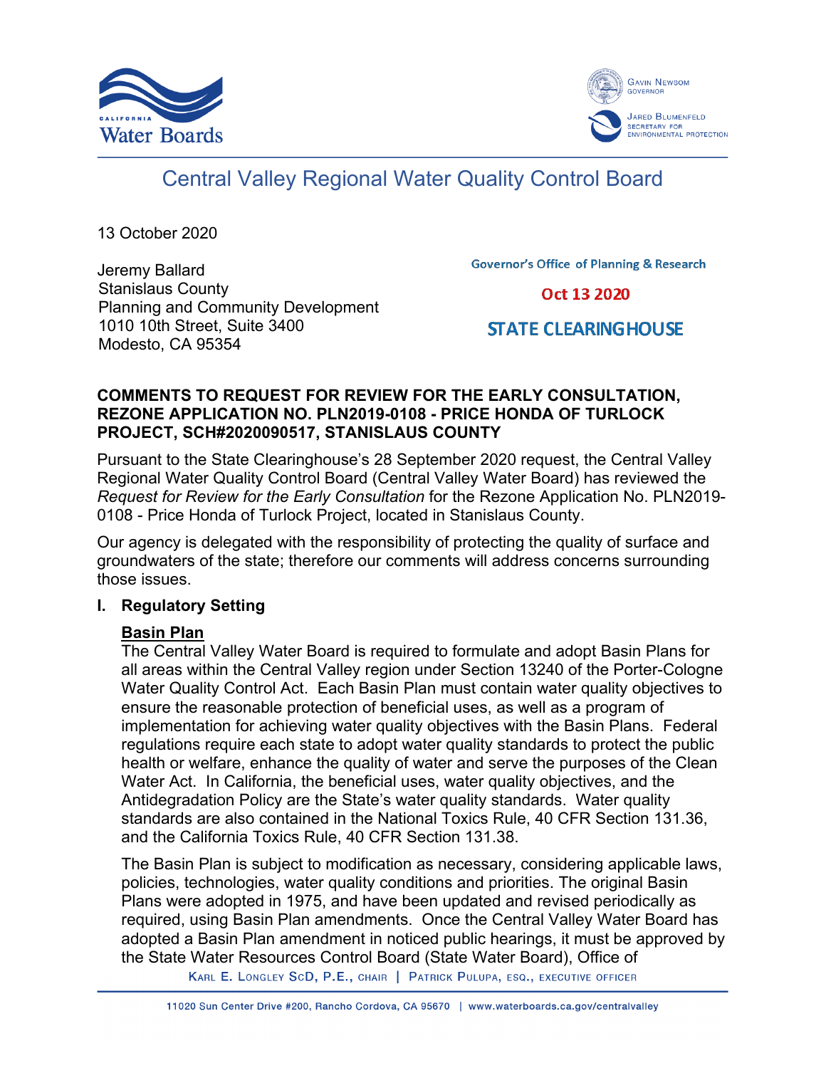California Water Boards

Gavin Newsom, Governor

Jared Blumenfeld, Secretary for Environmental Protection

# Central Valley Regional Water Quality Control Board

13 October 2020

Jeremy Ballard
Stanislaus County
Planning and Community Development
1010 10th Street, Suite 3400
Modesto, CA 95354

Governor's Office of Planning & Research

Oct 13 2020

STATE CLEARINGHOUSE

**COMMENTS TO REQUEST FOR REVIEW FOR THE EARLY CONSULTATION, REZONE APPLICATION NO. PLN2019-0108 - PRICE HONDA OF TURLOCK PROJECT, SCH#2020090517, STANISLAUS COUNTY**

Pursuant to the State Clearinghouse's 28 September 2020 request, the Central Valley Regional Water Quality Control Board (Central Valley Water Board) has reviewed the *Request for Review for the Early Consultation* for the Rezone Application No. PLN2019-0108 - Price Honda of Turlock Project, located in Stanislaus County.

Our agency is delegated with the responsibility of protecting the quality of surface and groundwaters of the state; therefore our comments will address concerns surrounding those issues.

## I. Regulatory Setting

**Basin Plan**

The Central Valley Water Board is required to formulate and adopt Basin Plans for all areas within the Central Valley region under Section 13240 of the Porter-Cologne Water Quality Control Act. Each Basin Plan must contain water quality objectives to ensure the reasonable protection of beneficial uses, as well as a program of implementation for achieving water quality objectives with the Basin Plans. Federal regulations require each state to adopt water quality standards to protect the public health or welfare, enhance the quality of water and serve the purposes of the Clean Water Act. In California, the beneficial uses, water quality objectives, and the Antidegradation Policy are the State's water quality standards. Water quality standards are also contained in the National Toxics Rule, 40 CFR Section 131.36, and the California Toxics Rule, 40 CFR Section 131.38.

The Basin Plan is subject to modification as necessary, considering applicable laws, policies, technologies, water quality conditions and priorities. The original Basin Plans were adopted in 1975, and have been updated and revised periodically as required, using Basin Plan amendments. Once the Central Valley Water Board has adopted a Basin Plan amendment in noticed public hearings, it must be approved by the State Water Resources Control Board (State Water Board), Office of

Karl E. Longley ScD, P.E., Chair | Patrick Pulupa, Esq., Executive Officer

11020 Sun Center Drive #200, Rancho Cordova, CA 95670 | www.waterboards.ca.gov/centralvalley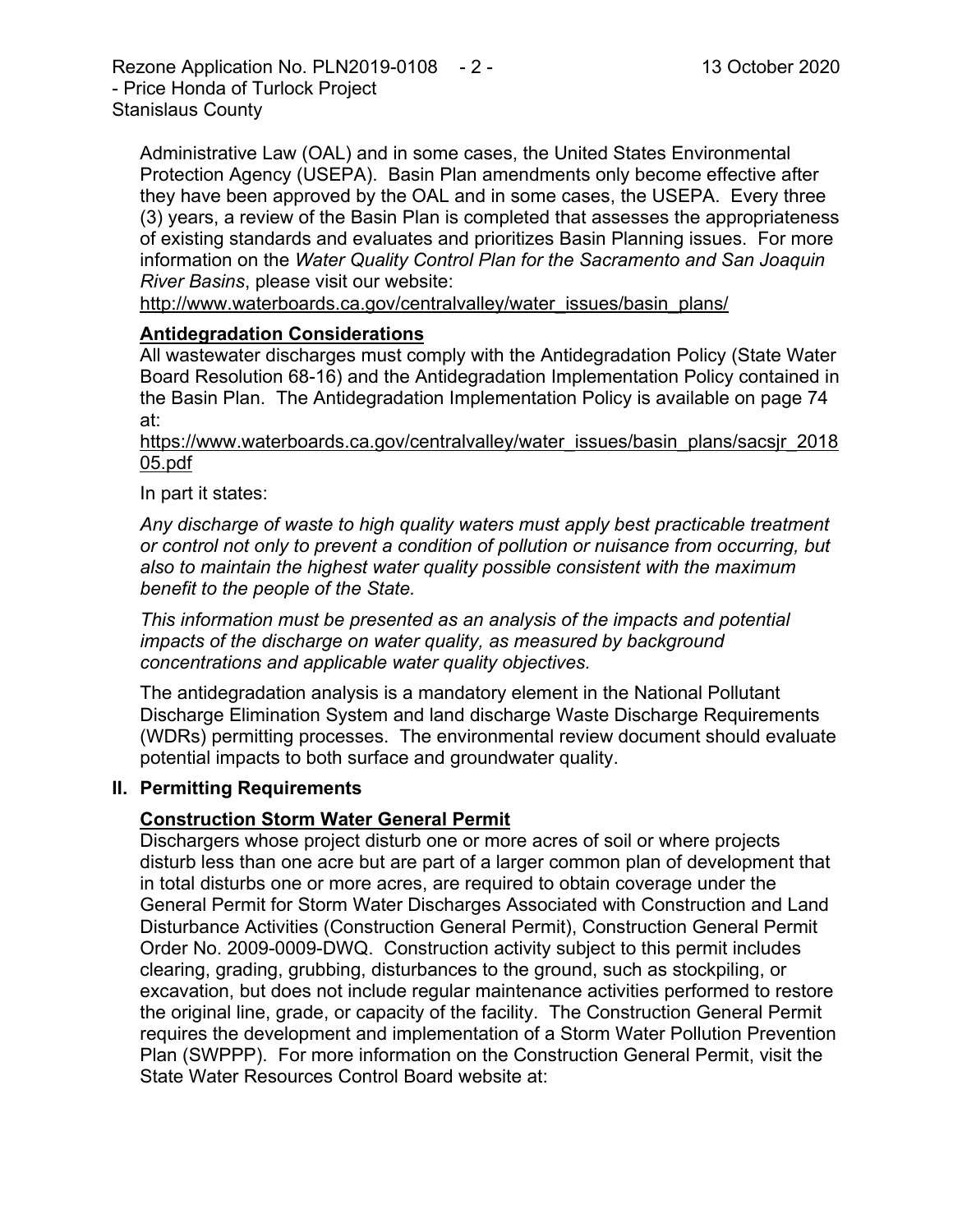Administrative Law (OAL) and in some cases, the United States Environmental Protection Agency (USEPA). Basin Plan amendments only become effective after they have been approved by the OAL and in some cases, the USEPA. Every three (3) years, a review of the Basin Plan is completed that assesses the appropriateness of existing standards and evaluates and prioritizes Basin Planning issues. For more information on the *Water Quality Control Plan for the Sacramento and San Joaquin River Basins*, please visit our website:
http://www.waterboards.ca.gov/centralvalley/water_issues/basin_plans/

**Antidegradation Considerations**

All wastewater discharges must comply with the Antidegradation Policy (State Water Board Resolution 68-16) and the Antidegradation Implementation Policy contained in the Basin Plan. The Antidegradation Implementation Policy is available on page 74 at:
https://www.waterboards.ca.gov/centralvalley/water_issues/basin_plans/sacsjr_201805.pdf

In part it states:

*Any discharge of waste to high quality waters must apply best practicable treatment or control not only to prevent a condition of pollution or nuisance from occurring, but also to maintain the highest water quality possible consistent with the maximum benefit to the people of the State.*

*This information must be presented as an analysis of the impacts and potential impacts of the discharge on water quality, as measured by background concentrations and applicable water quality objectives.*

The antidegradation analysis is a mandatory element in the National Pollutant Discharge Elimination System and land discharge Waste Discharge Requirements (WDRs) permitting processes. The environmental review document should evaluate potential impacts to both surface and groundwater quality.

## II. Permitting Requirements

**Construction Storm Water General Permit**

Dischargers whose project disturb one or more acres of soil or where projects disturb less than one acre but are part of a larger common plan of development that in total disturbs one or more acres, are required to obtain coverage under the General Permit for Storm Water Discharges Associated with Construction and Land Disturbance Activities (Construction General Permit), Construction General Permit Order No. 2009-0009-DWQ. Construction activity subject to this permit includes clearing, grading, grubbing, disturbances to the ground, such as stockpiling, or excavation, but does not include regular maintenance activities performed to restore the original line, grade, or capacity of the facility. The Construction General Permit requires the development and implementation of a Storm Water Pollution Prevention Plan (SWPPP). For more information on the Construction General Permit, visit the State Water Resources Control Board website at: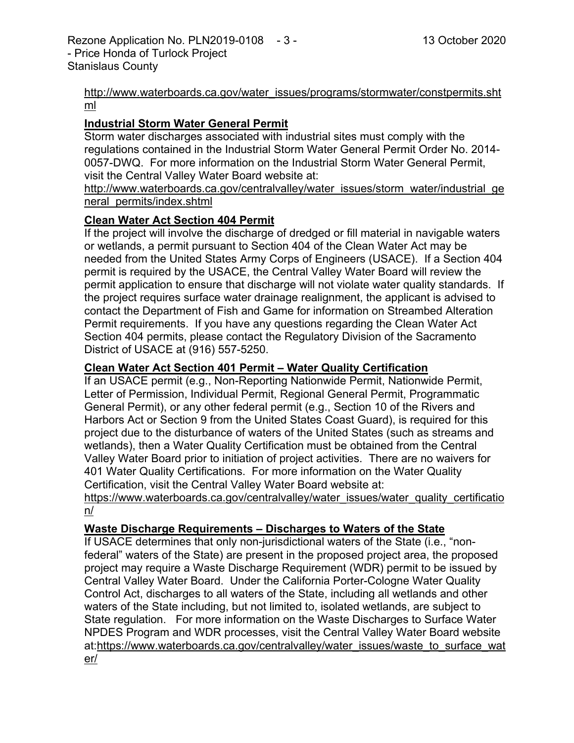http://www.waterboards.ca.gov/water_issues/programs/stormwater/constpermits.shtml

**Industrial Storm Water General Permit**

Storm water discharges associated with industrial sites must comply with the regulations contained in the Industrial Storm Water General Permit Order No. 2014-0057-DWQ. For more information on the Industrial Storm Water General Permit, visit the Central Valley Water Board website at:
http://www.waterboards.ca.gov/centralvalley/water_issues/storm_water/industrial_general_permits/index.shtml

**Clean Water Act Section 404 Permit**

If the project will involve the discharge of dredged or fill material in navigable waters or wetlands, a permit pursuant to Section 404 of the Clean Water Act may be needed from the United States Army Corps of Engineers (USACE). If a Section 404 permit is required by the USACE, the Central Valley Water Board will review the permit application to ensure that discharge will not violate water quality standards. If the project requires surface water drainage realignment, the applicant is advised to contact the Department of Fish and Game for information on Streambed Alteration Permit requirements. If you have any questions regarding the Clean Water Act Section 404 permits, please contact the Regulatory Division of the Sacramento District of USACE at (916) 557-5250.

**Clean Water Act Section 401 Permit – Water Quality Certification**

If an USACE permit (e.g., Non-Reporting Nationwide Permit, Nationwide Permit, Letter of Permission, Individual Permit, Regional General Permit, Programmatic General Permit), or any other federal permit (e.g., Section 10 of the Rivers and Harbors Act or Section 9 from the United States Coast Guard), is required for this project due to the disturbance of waters of the United States (such as streams and wetlands), then a Water Quality Certification must be obtained from the Central Valley Water Board prior to initiation of project activities. There are no waivers for 401 Water Quality Certifications. For more information on the Water Quality Certification, visit the Central Valley Water Board website at:
https://www.waterboards.ca.gov/centralvalley/water_issues/water_quality_certification/

**Waste Discharge Requirements – Discharges to Waters of the State**

If USACE determines that only non-jurisdictional waters of the State (i.e., "non-federal" waters of the State) are present in the proposed project area, the proposed project may require a Waste Discharge Requirement (WDR) permit to be issued by Central Valley Water Board. Under the California Porter-Cologne Water Quality Control Act, discharges to all waters of the State, including all wetlands and other waters of the State including, but not limited to, isolated wetlands, are subject to State regulation. For more information on the Waste Discharges to Surface Water NPDES Program and WDR processes, visit the Central Valley Water Board website at:https://www.waterboards.ca.gov/centralvalley/water_issues/waste_to_surface_water/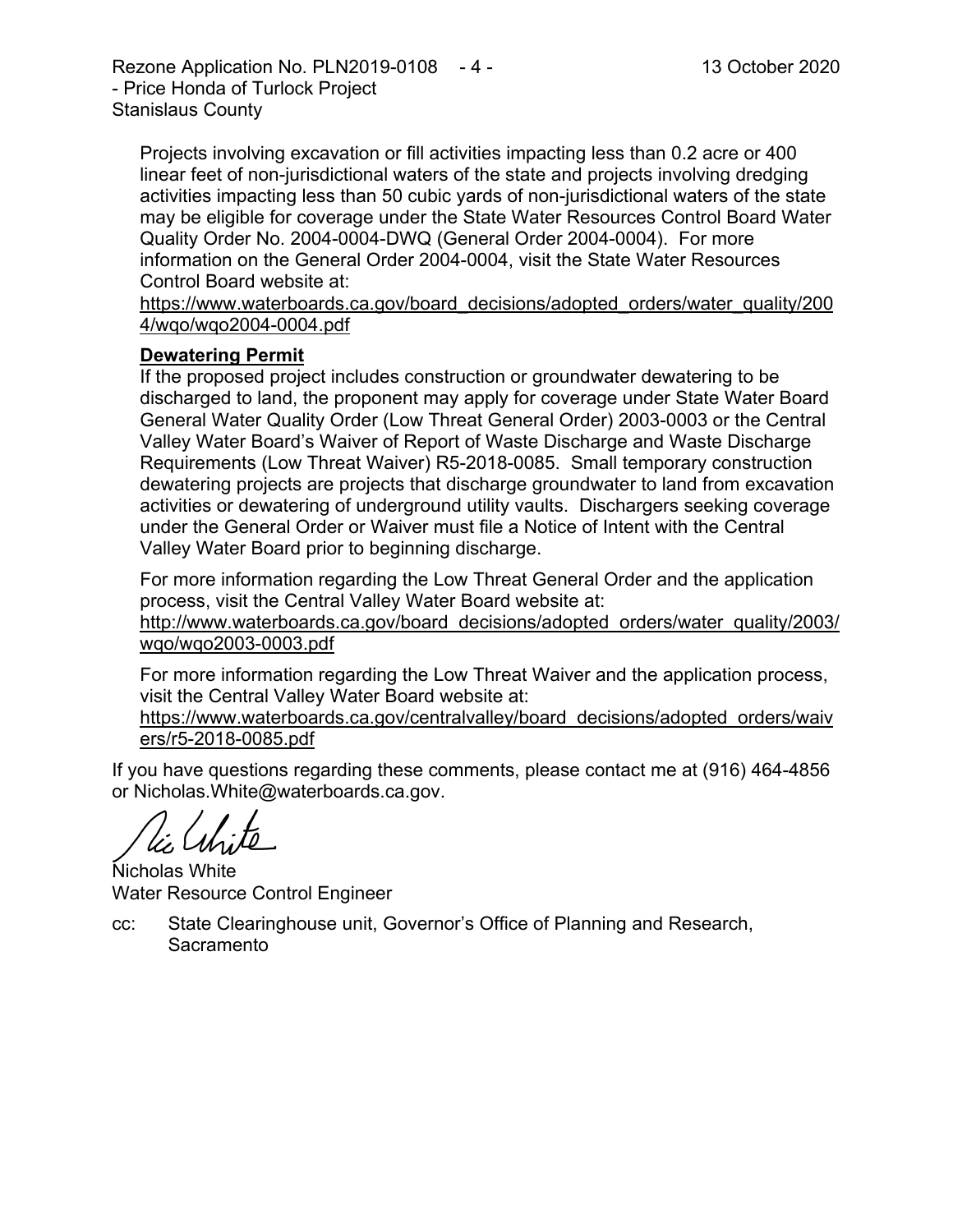Projects involving excavation or fill activities impacting less than 0.2 acre or 400 linear feet of non-jurisdictional waters of the state and projects involving dredging activities impacting less than 50 cubic yards of non-jurisdictional waters of the state may be eligible for coverage under the State Water Resources Control Board Water Quality Order No. 2004-0004-DWQ (General Order 2004-0004). For more information on the General Order 2004-0004, visit the State Water Resources Control Board website at:
https://www.waterboards.ca.gov/board_decisions/adopted_orders/water_quality/2004/wqo/wqo2004-0004.pdf

**Dewatering Permit**

If the proposed project includes construction or groundwater dewatering to be discharged to land, the proponent may apply for coverage under State Water Board General Water Quality Order (Low Threat General Order) 2003-0003 or the Central Valley Water Board's Waiver of Report of Waste Discharge and Waste Discharge Requirements (Low Threat Waiver) R5-2018-0085. Small temporary construction dewatering projects are projects that discharge groundwater to land from excavation activities or dewatering of underground utility vaults. Dischargers seeking coverage under the General Order or Waiver must file a Notice of Intent with the Central Valley Water Board prior to beginning discharge.

For more information regarding the Low Threat General Order and the application process, visit the Central Valley Water Board website at:
http://www.waterboards.ca.gov/board_decisions/adopted_orders/water_quality/2003/wqo/wqo2003-0003.pdf

For more information regarding the Low Threat Waiver and the application process, visit the Central Valley Water Board website at:
https://www.waterboards.ca.gov/centralvalley/board_decisions/adopted_orders/waivers/r5-2018-0085.pdf

If you have questions regarding these comments, please contact me at (916) 464-4856 or Nicholas.White@waterboards.ca.gov.

Nicholas White
Water Resource Control Engineer

cc: State Clearinghouse unit, Governor's Office of Planning and Research, Sacramento